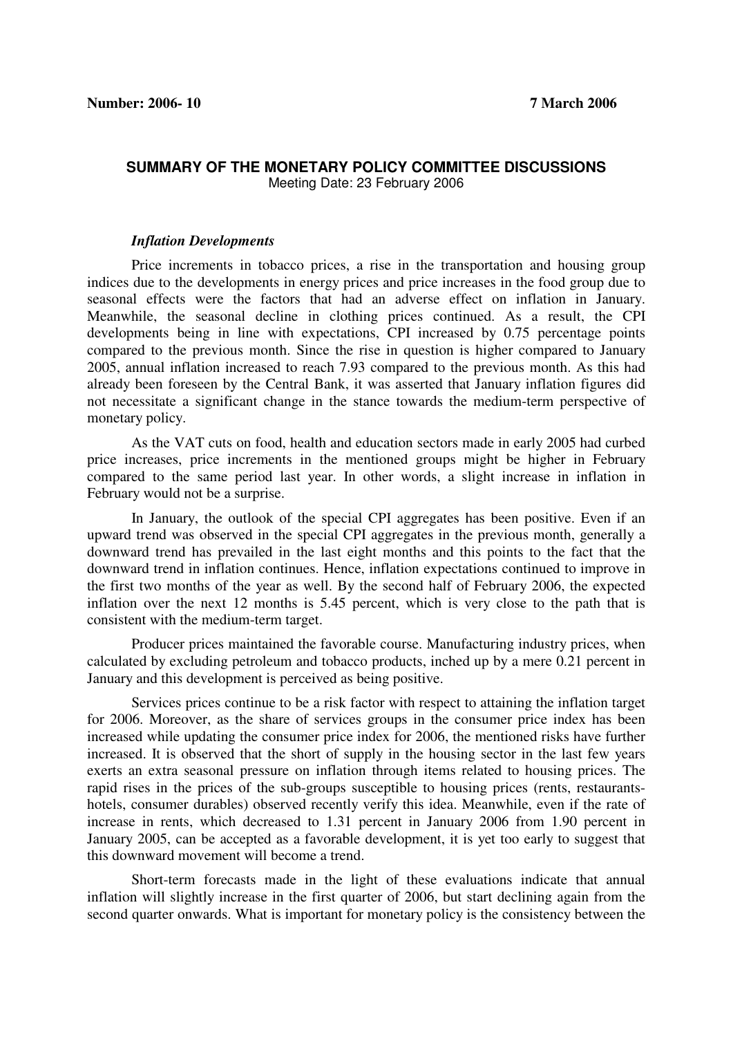**Number: 2006- 10** **7 March 2006**

## SUMMARY OF THE MONETARY POLICY COMMITTEE DISCUSSIONS

Meeting Date: 23 February 2006

### *Inflation Developments*

Price increments in tobacco prices, a rise in the transportation and housing group indices due to the developments in energy prices and price increases in the food group due to seasonal effects were the factors that had an adverse effect on inflation in January. Meanwhile, the seasonal decline in clothing prices continued. As a result, the CPI developments being in line with expectations, CPI increased by 0.75 percentage points compared to the previous month. Since the rise in question is higher compared to January 2005, annual inflation increased to reach 7.93 compared to the previous month. As this had already been foreseen by the Central Bank, it was asserted that January inflation figures did not necessitate a significant change in the stance towards the medium-term perspective of monetary policy.

As the VAT cuts on food, health and education sectors made in early 2005 had curbed price increases, price increments in the mentioned groups might be higher in February compared to the same period last year. In other words, a slight increase in inflation in February would not be a surprise.

In January, the outlook of the special CPI aggregates has been positive. Even if an upward trend was observed in the special CPI aggregates in the previous month, generally a downward trend has prevailed in the last eight months and this points to the fact that the downward trend in inflation continues. Hence, inflation expectations continued to improve in the first two months of the year as well. By the second half of February 2006, the expected inflation over the next 12 months is 5.45 percent, which is very close to the path that is consistent with the medium-term target.

Producer prices maintained the favorable course. Manufacturing industry prices, when calculated by excluding petroleum and tobacco products, inched up by a mere 0.21 percent in January and this development is perceived as being positive.

Services prices continue to be a risk factor with respect to attaining the inflation target for 2006. Moreover, as the share of services groups in the consumer price index has been increased while updating the consumer price index for 2006, the mentioned risks have further increased. It is observed that the short of supply in the housing sector in the last few years exerts an extra seasonal pressure on inflation through items related to housing prices. The rapid rises in the prices of the sub-groups susceptible to housing prices (rents, restaurants-hotels, consumer durables) observed recently verify this idea. Meanwhile, even if the rate of increase in rents, which decreased to 1.31 percent in January 2006 from 1.90 percent in January 2005, can be accepted as a favorable development, it is yet too early to suggest that this downward movement will become a trend.

Short-term forecasts made in the light of these evaluations indicate that annual inflation will slightly increase in the first quarter of 2006, but start declining again from the second quarter onwards. What is important for monetary policy is the consistency between the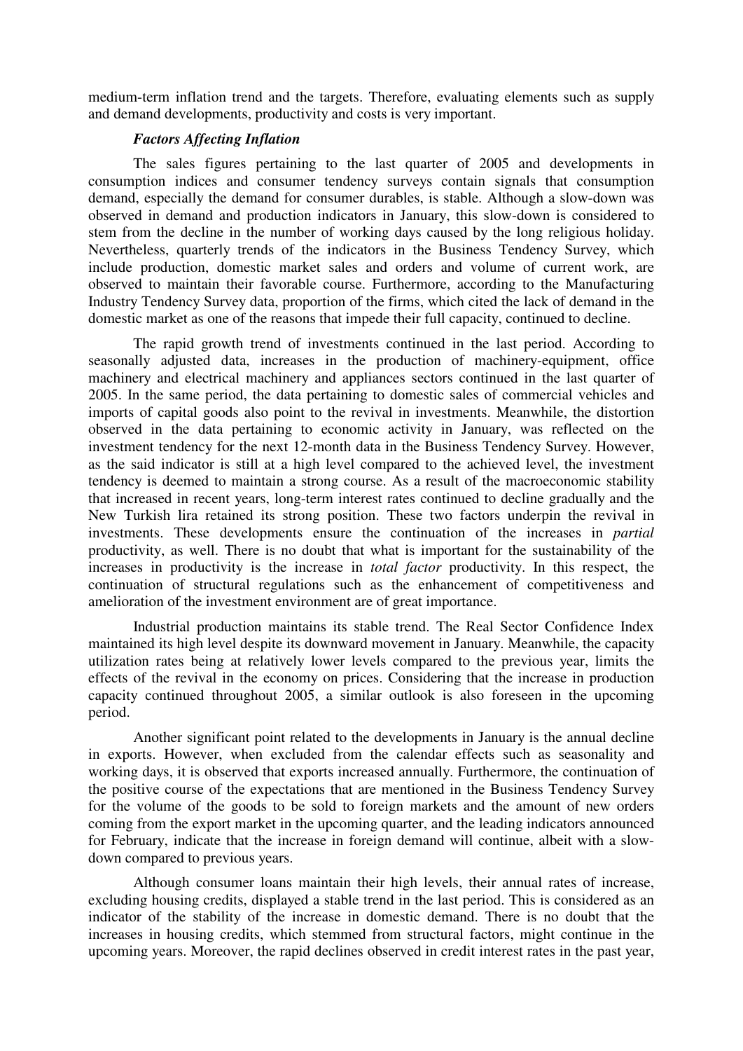medium-term inflation trend and the targets. Therefore, evaluating elements such as supply and demand developments, productivity and costs is very important.

***Factors Affecting Inflation***

The sales figures pertaining to the last quarter of 2005 and developments in consumption indices and consumer tendency surveys contain signals that consumption demand, especially the demand for consumer durables, is stable. Although a slow-down was observed in demand and production indicators in January, this slow-down is considered to stem from the decline in the number of working days caused by the long religious holiday. Nevertheless, quarterly trends of the indicators in the Business Tendency Survey, which include production, domestic market sales and orders and volume of current work, are observed to maintain their favorable course. Furthermore, according to the Manufacturing Industry Tendency Survey data, proportion of the firms, which cited the lack of demand in the domestic market as one of the reasons that impede their full capacity, continued to decline.

The rapid growth trend of investments continued in the last period. According to seasonally adjusted data, increases in the production of machinery-equipment, office machinery and electrical machinery and appliances sectors continued in the last quarter of 2005. In the same period, the data pertaining to domestic sales of commercial vehicles and imports of capital goods also point to the revival in investments. Meanwhile, the distortion observed in the data pertaining to economic activity in January, was reflected on the investment tendency for the next 12-month data in the Business Tendency Survey. However, as the said indicator is still at a high level compared to the achieved level, the investment tendency is deemed to maintain a strong course. As a result of the macroeconomic stability that increased in recent years, long-term interest rates continued to decline gradually and the New Turkish lira retained its strong position. These two factors underpin the revival in investments. These developments ensure the continuation of the increases in *partial* productivity, as well. There is no doubt that what is important for the sustainability of the increases in productivity is the increase in *total factor* productivity. In this respect, the continuation of structural regulations such as the enhancement of competitiveness and amelioration of the investment environment are of great importance.

Industrial production maintains its stable trend. The Real Sector Confidence Index maintained its high level despite its downward movement in January. Meanwhile, the capacity utilization rates being at relatively lower levels compared to the previous year, limits the effects of the revival in the economy on prices. Considering that the increase in production capacity continued throughout 2005, a similar outlook is also foreseen in the upcoming period.

Another significant point related to the developments in January is the annual decline in exports. However, when excluded from the calendar effects such as seasonality and working days, it is observed that exports increased annually. Furthermore, the continuation of the positive course of the expectations that are mentioned in the Business Tendency Survey for the volume of the goods to be sold to foreign markets and the amount of new orders coming from the export market in the upcoming quarter, and the leading indicators announced for February, indicate that the increase in foreign demand will continue, albeit with a slow-down compared to previous years.

Although consumer loans maintain their high levels, their annual rates of increase, excluding housing credits, displayed a stable trend in the last period. This is considered as an indicator of the stability of the increase in domestic demand. There is no doubt that the increases in housing credits, which stemmed from structural factors, might continue in the upcoming years. Moreover, the rapid declines observed in credit interest rates in the past year,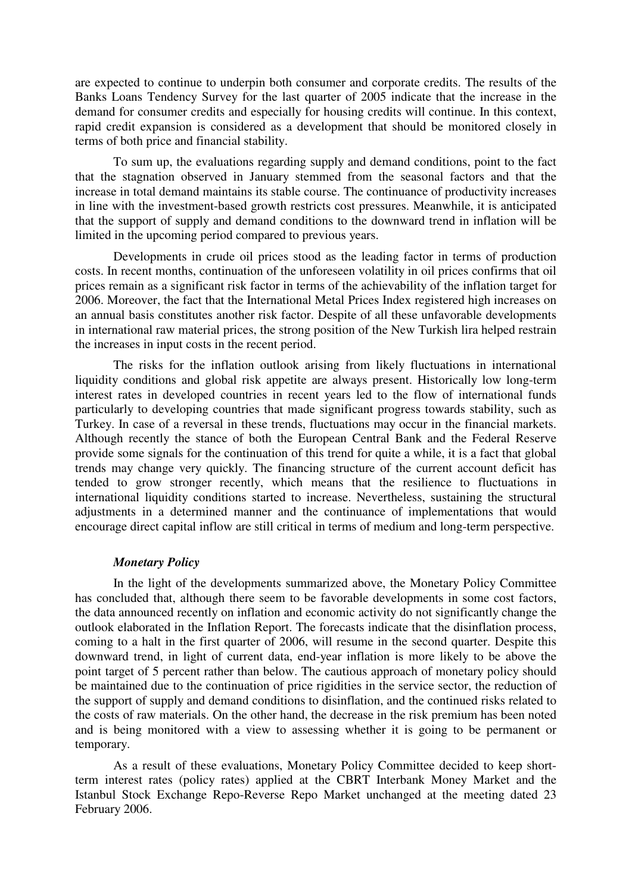are expected to continue to underpin both consumer and corporate credits. The results of the Banks Loans Tendency Survey for the last quarter of 2005 indicate that the increase in the demand for consumer credits and especially for housing credits will continue. In this context, rapid credit expansion is considered as a development that should be monitored closely in terms of both price and financial stability.

To sum up, the evaluations regarding supply and demand conditions, point to the fact that the stagnation observed in January stemmed from the seasonal factors and that the increase in total demand maintains its stable course. The continuance of productivity increases in line with the investment-based growth restricts cost pressures. Meanwhile, it is anticipated that the support of supply and demand conditions to the downward trend in inflation will be limited in the upcoming period compared to previous years.

Developments in crude oil prices stood as the leading factor in terms of production costs. In recent months, continuation of the unforeseen volatility in oil prices confirms that oil prices remain as a significant risk factor in terms of the achievability of the inflation target for 2006. Moreover, the fact that the International Metal Prices Index registered high increases on an annual basis constitutes another risk factor. Despite of all these unfavorable developments in international raw material prices, the strong position of the New Turkish lira helped restrain the increases in input costs in the recent period.

The risks for the inflation outlook arising from likely fluctuations in international liquidity conditions and global risk appetite are always present. Historically low long-term interest rates in developed countries in recent years led to the flow of international funds particularly to developing countries that made significant progress towards stability, such as Turkey. In case of a reversal in these trends, fluctuations may occur in the financial markets. Although recently the stance of both the European Central Bank and the Federal Reserve provide some signals for the continuation of this trend for quite a while, it is a fact that global trends may change very quickly. The financing structure of the current account deficit has tended to grow stronger recently, which means that the resilience to fluctuations in international liquidity conditions started to increase. Nevertheless, sustaining the structural adjustments in a determined manner and the continuance of implementations that would encourage direct capital inflow are still critical in terms of medium and long-term perspective.

***Monetary Policy***

In the light of the developments summarized above, the Monetary Policy Committee has concluded that, although there seem to be favorable developments in some cost factors, the data announced recently on inflation and economic activity do not significantly change the outlook elaborated in the Inflation Report. The forecasts indicate that the disinflation process, coming to a halt in the first quarter of 2006, will resume in the second quarter. Despite this downward trend, in light of current data, end-year inflation is more likely to be above the point target of 5 percent rather than below. The cautious approach of monetary policy should be maintained due to the continuation of price rigidities in the service sector, the reduction of the support of supply and demand conditions to disinflation, and the continued risks related to the costs of raw materials. On the other hand, the decrease in the risk premium has been noted and is being monitored with a view to assessing whether it is going to be permanent or temporary.

As a result of these evaluations, Monetary Policy Committee decided to keep short-term interest rates (policy rates) applied at the CBRT Interbank Money Market and the Istanbul Stock Exchange Repo-Reverse Repo Market unchanged at the meeting dated 23 February 2006.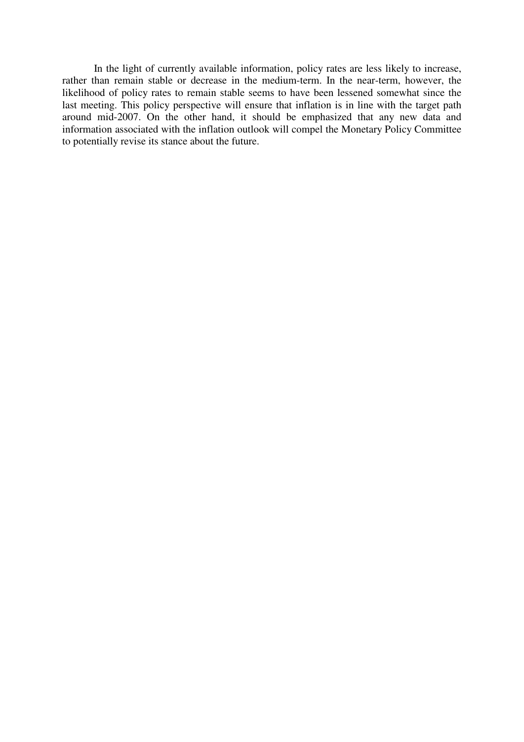In the light of currently available information, policy rates are less likely to increase, rather than remain stable or decrease in the medium-term. In the near-term, however, the likelihood of policy rates to remain stable seems to have been lessened somewhat since the last meeting. This policy perspective will ensure that inflation is in line with the target path around mid-2007. On the other hand, it should be emphasized that any new data and information associated with the inflation outlook will compel the Monetary Policy Committee to potentially revise its stance about the future.